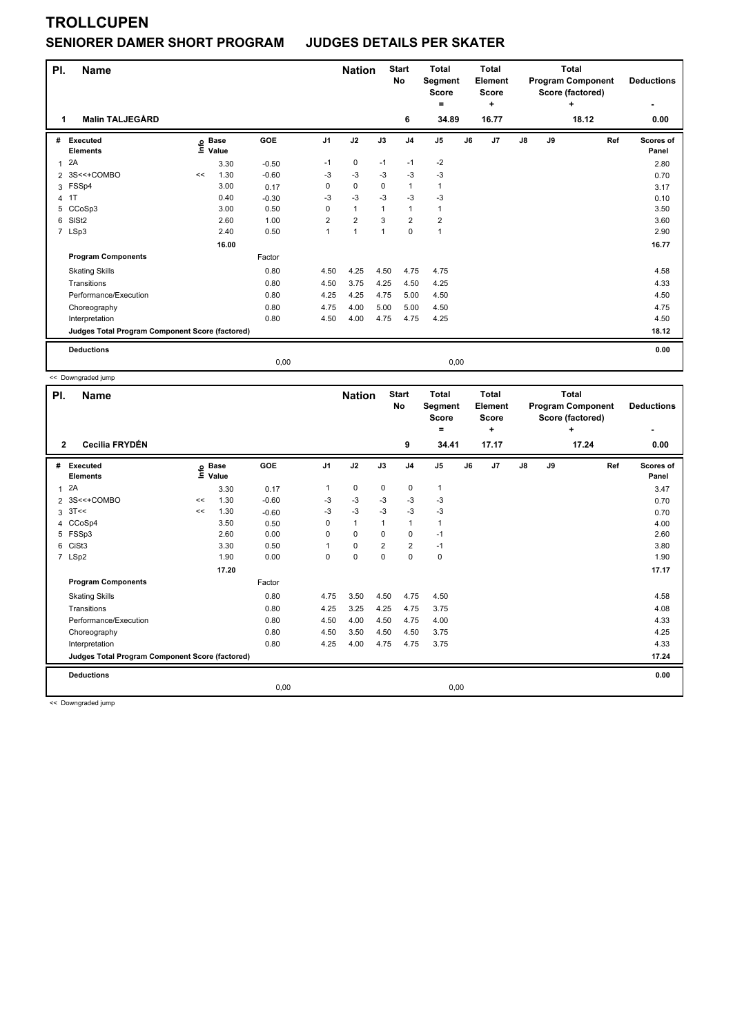# TROLLCUPEN

## SENIORER DAMER SHORT PROGRAM JUDGES DETAILS PER SKATER

| Pl. | Name | Nation | Start No | Total Segment Score = | Total Element Score + | Total Program Component Score (factored) + | Deductions - |
|---|---|---|---|---|---|---|---|
| 1 | Malin TALJEGÅRD | | 6 | 34.89 | 16.77 | 18.12 | 0.00 |

| # | Executed Elements | Info | Base Value | GOE | J1 | J2 | J3 | J4 | J5 | J6 | J7 | J8 | J9 | Ref | Scores of Panel |
|---|---|---|---|---|---|---|---|---|---|---|---|---|---|---|---|
| 1 | 2A | | 3.30 | -0.50 | -1 | 0 | -1 | -1 | -2 | | | | | | 2.80 |
| 2 | 3S<<+COMBO | << | 1.30 | -0.60 | -3 | -3 | -3 | -3 | -3 | | | | | | 0.70 |
| 3 | FSSp4 | | 3.00 | 0.17 | 0 | 0 | 0 | 1 | 1 | | | | | | 3.17 |
| 4 | 1T | | 0.40 | -0.30 | -3 | -3 | -3 | -3 | -3 | | | | | | 0.10 |
| 5 | CCoSp3 | | 3.00 | 0.50 | 0 | 1 | 1 | 1 | 1 | | | | | | 3.50 |
| 6 | SlSt2 | | 2.60 | 1.00 | 2 | 2 | 3 | 2 | 2 | | | | | | 3.60 |
| 7 | LSp3 | | 2.40 | 0.50 | 1 | 1 | 1 | 0 | 1 | | | | | | 2.90 |
| | | | 16.00 | | | | | | | | | | | | 16.77 |
| | **Program Components** | | | Factor | | | | | | | | | | | |
| | Skating Skills | | | 0.80 | 4.50 | 4.25 | 4.50 | 4.75 | 4.75 | | | | | | 4.58 |
| | Transitions | | | 0.80 | 4.50 | 3.75 | 4.25 | 4.50 | 4.25 | | | | | | 4.33 |
| | Performance/Execution | | | 0.80 | 4.25 | 4.25 | 4.75 | 5.00 | 4.50 | | | | | | 4.50 |
| | Choreography | | | 0.80 | 4.75 | 4.00 | 5.00 | 5.00 | 4.50 | | | | | | 4.75 |
| | Interpretation | | | 0.80 | 4.50 | 4.00 | 4.75 | 4.75 | 4.25 | | | | | | 4.50 |
| | **Judges Total Program Component Score (factored)** | | | | | | | | | | | | | | 18.12 |
| | **Deductions** | | | | | | | | | | | | | | 0.00 |
| | | | | 0,00 | | | | | 0,00 | | | | | | |

<< Downgraded jump

| Pl. | Name | Nation | Start No | Total Segment Score = | Total Element Score + | Total Program Component Score (factored) + | Deductions - |
|---|---|---|---|---|---|---|---|
| 2 | Cecilia FRYDÉN | | 9 | 34.41 | 17.17 | 17.24 | 0.00 |

| # | Executed Elements | Info | Base Value | GOE | J1 | J2 | J3 | J4 | J5 | J6 | J7 | J8 | J9 | Ref | Scores of Panel |
|---|---|---|---|---|---|---|---|---|---|---|---|---|---|---|---|
| 1 | 2A | | 3.30 | 0.17 | 1 | 0 | 0 | 0 | 1 | | | | | | 3.47 |
| 2 | 3S<<+COMBO | << | 1.30 | -0.60 | -3 | -3 | -3 | -3 | -3 | | | | | | 0.70 |
| 3 | 3T<< | << | 1.30 | -0.60 | -3 | -3 | -3 | -3 | -3 | | | | | | 0.70 |
| 4 | CCoSp4 | | 3.50 | 0.50 | 0 | 1 | 1 | 1 | 1 | | | | | | 4.00 |
| 5 | FSSp3 | | 2.60 | 0.00 | 0 | 0 | 0 | 0 | -1 | | | | | | 2.60 |
| 6 | CiSt3 | | 3.30 | 0.50 | 1 | 0 | 2 | 2 | -1 | | | | | | 3.80 |
| 7 | LSp2 | | 1.90 | 0.00 | 0 | 0 | 0 | 0 | 0 | | | | | | 1.90 |
| | | | 17.20 | | | | | | | | | | | | 17.17 |
| | **Program Components** | | | Factor | | | | | | | | | | | |
| | Skating Skills | | | 0.80 | 4.75 | 3.50 | 4.50 | 4.75 | 4.50 | | | | | | 4.58 |
| | Transitions | | | 0.80 | 4.25 | 3.25 | 4.25 | 4.75 | 3.75 | | | | | | 4.08 |
| | Performance/Execution | | | 0.80 | 4.50 | 4.00 | 4.50 | 4.75 | 4.00 | | | | | | 4.33 |
| | Choreography | | | 0.80 | 4.50 | 3.50 | 4.50 | 4.50 | 3.75 | | | | | | 4.25 |
| | Interpretation | | | 0.80 | 4.25 | 4.00 | 4.75 | 4.75 | 3.75 | | | | | | 4.33 |
| | **Judges Total Program Component Score (factored)** | | | | | | | | | | | | | | 17.24 |
| | **Deductions** | | | | | | | | | | | | | | 0.00 |
| | | | | 0,00 | | | | | 0,00 | | | | | | |

<< Downgraded jump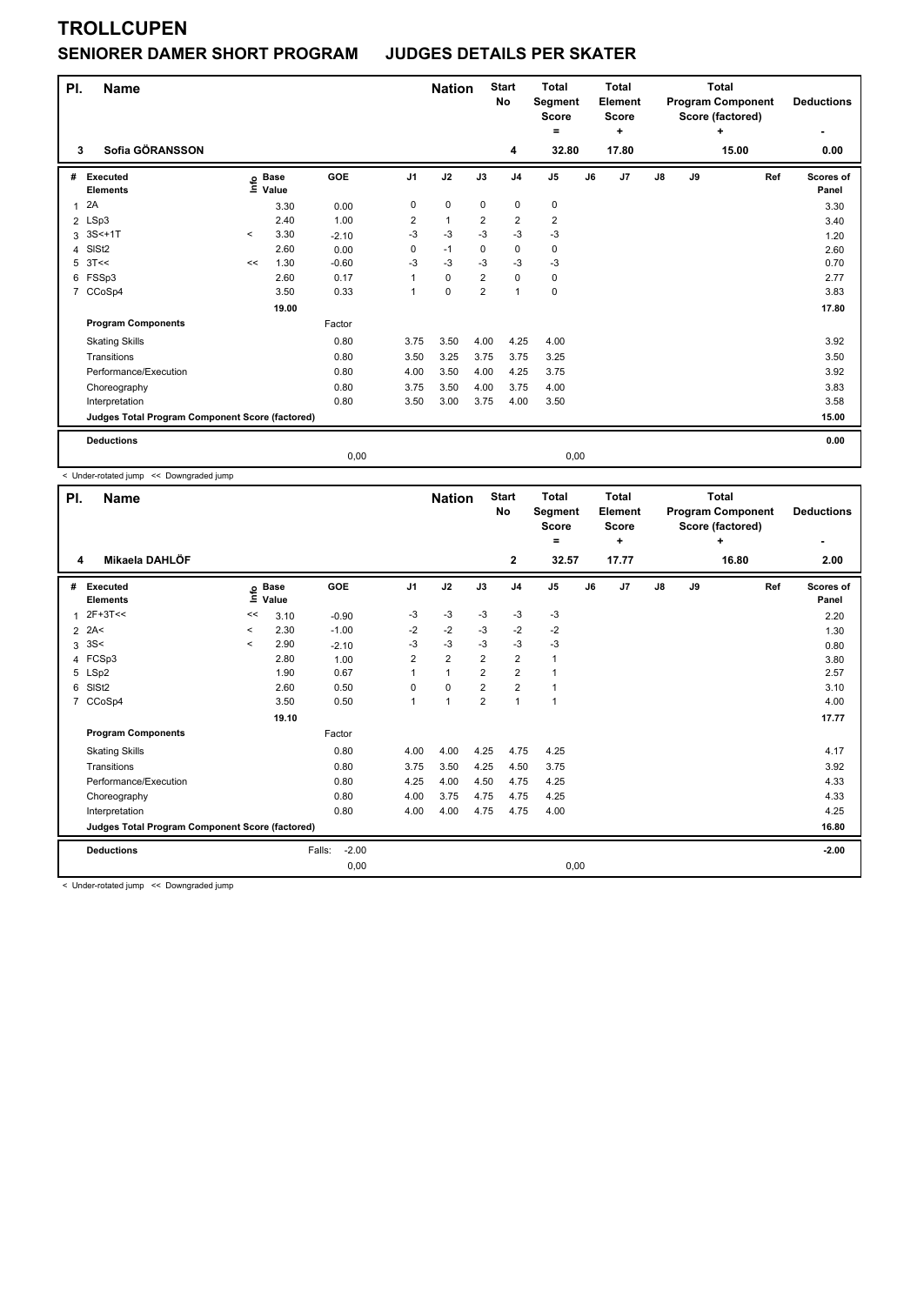# TROLLCUPEN

## SENIORER DAMER SHORT PROGRAM JUDGES DETAILS PER SKATER

| Pl. | Name | Nation | Start No | Total Segment Score = | Total Element Score + | Total Program Component Score (factored) + | Deductions - |
|---|---|---|---|---|---|---|---|
| 3 | Sofia GÖRANSSON | | 4 | 32.80 | 17.80 | 15.00 | 0.00 |

| # | Executed Elements | Info | Base Value | GOE | J1 | J2 | J3 | J4 | J5 | J6 | J7 | J8 | J9 | Ref | Scores of Panel |
|---|---|---|---|---|---|---|---|---|---|---|---|---|---|---|---|
| 1 | 2A | | 3.30 | 0.00 | 0 | 0 | 0 | 0 | 0 | | | | | | 3.30 |
| 2 | LSp3 | | 2.40 | 1.00 | 2 | 1 | 2 | 2 | 2 | | | | | | 3.40 |
| 3 | 3S<+1T | < | 3.30 | -2.10 | -3 | -3 | -3 | -3 | -3 | | | | | | 1.20 |
| 4 | SlSt2 | | 2.60 | 0.00 | 0 | -1 | 0 | 0 | 0 | | | | | | 2.60 |
| 5 | 3T<< | << | 1.30 | -0.60 | -3 | -3 | -3 | -3 | -3 | | | | | | 0.70 |
| 6 | FSSp3 | | 2.60 | 0.17 | 1 | 0 | 2 | 0 | 0 | | | | | | 2.77 |
| 7 | CCoSp4 | | 3.50 | 0.33 | 1 | 0 | 2 | 1 | 0 | | | | | | 3.83 |
| | | | 19.00 | | | | | | | | | | | | 17.80 |
| | **Program Components** | | | Factor | | | | | | | | | | | |
| | Skating Skills | | | 0.80 | 3.75 | 3.50 | 4.00 | 4.25 | 4.00 | | | | | | 3.92 |
| | Transitions | | | 0.80 | 3.50 | 3.25 | 3.75 | 3.75 | 3.25 | | | | | | 3.50 |
| | Performance/Execution | | | 0.80 | 4.00 | 3.50 | 4.00 | 4.25 | 3.75 | | | | | | 3.92 |
| | Choreography | | | 0.80 | 3.75 | 3.50 | 4.00 | 3.75 | 4.00 | | | | | | 3.83 |
| | Interpretation | | | 0.80 | 3.50 | 3.00 | 3.75 | 4.00 | 3.50 | | | | | | 3.58 |
| | **Judges Total Program Component Score (factored)** | | | | | | | | | | | | | | 15.00 |
| | **Deductions** | | | | | | | | | | | | | | 0.00 |
| | | | | 0,00 | | | | | 0,00 | | | | | | |

< Under-rotated jump << Downgraded jump

| Pl. | Name | Nation | Start No | Total Segment Score = | Total Element Score + | Total Program Component Score (factored) + | Deductions - |
|---|---|---|---|---|---|---|---|
| 4 | Mikaela DAHLÖF | | 2 | 32.57 | 17.77 | 16.80 | 2.00 |

| # | Executed Elements | Info | Base Value | GOE | J1 | J2 | J3 | J4 | J5 | J6 | J7 | J8 | J9 | Ref | Scores of Panel |
|---|---|---|---|---|---|---|---|---|---|---|---|---|---|---|---|
| 1 | 2F+3T<< | << | 3.10 | -0.90 | -3 | -3 | -3 | -3 | -3 | | | | | | 2.20 |
| 2 | 2A< | < | 2.30 | -1.00 | -2 | -2 | -3 | -2 | -2 | | | | | | 1.30 |
| 3 | 3S< | < | 2.90 | -2.10 | -3 | -3 | -3 | -3 | -3 | | | | | | 0.80 |
| 4 | FCSp3 | | 2.80 | 1.00 | 2 | 2 | 2 | 2 | 1 | | | | | | 3.80 |
| 5 | LSp2 | | 1.90 | 0.67 | 1 | 1 | 2 | 2 | 1 | | | | | | 2.57 |
| 6 | SlSt2 | | 2.60 | 0.50 | 0 | 0 | 2 | 2 | 1 | | | | | | 3.10 |
| 7 | CCoSp4 | | 3.50 | 0.50 | 1 | 1 | 2 | 1 | 1 | | | | | | 4.00 |
| | | | 19.10 | | | | | | | | | | | | 17.77 |
| | **Program Components** | | | Factor | | | | | | | | | | | |
| | Skating Skills | | | 0.80 | 4.00 | 4.00 | 4.25 | 4.75 | 4.25 | | | | | | 4.17 |
| | Transitions | | | 0.80 | 3.75 | 3.50 | 4.25 | 4.50 | 3.75 | | | | | | 3.92 |
| | Performance/Execution | | | 0.80 | 4.25 | 4.00 | 4.50 | 4.75 | 4.25 | | | | | | 4.33 |
| | Choreography | | | 0.80 | 4.00 | 3.75 | 4.75 | 4.75 | 4.25 | | | | | | 4.33 |
| | Interpretation | | | 0.80 | 4.00 | 4.00 | 4.75 | 4.75 | 4.00 | | | | | | 4.25 |
| | **Judges Total Program Component Score (factored)** | | | | | | | | | | | | | | 16.80 |
| | **Deductions** | | Falls: | -2.00 | | | | | | | | | | | -2.00 |
| | | | | 0,00 | | | | | 0,00 | | | | | | |

< Under-rotated jump << Downgraded jump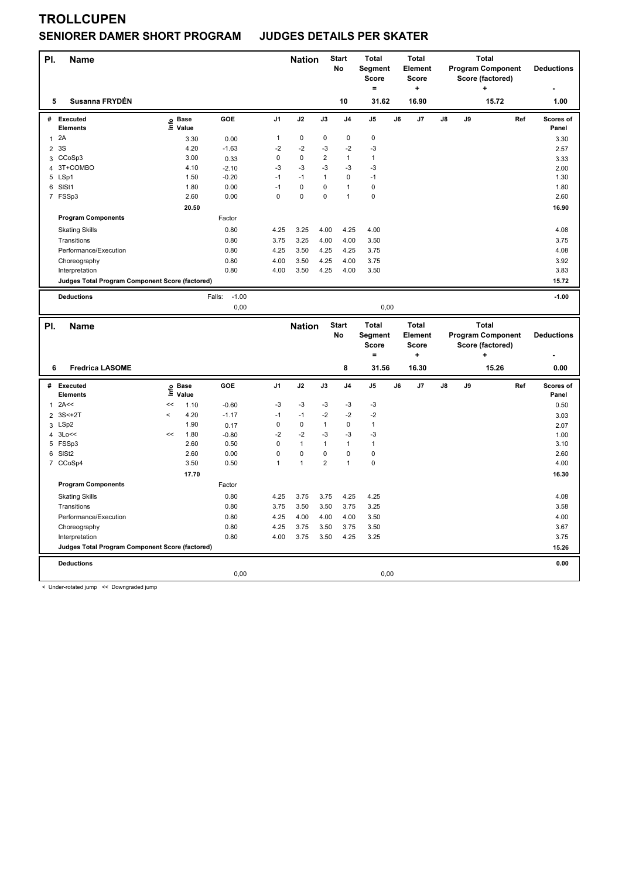# TROLLCUPEN

## SENIORER DAMER SHORT PROGRAM JUDGES DETAILS PER SKATER

| Pl. | Name | Nation | Start No | Total Segment Score = | Total Element Score + | Total Program Component Score (factored) + | Deductions - |
|---|---|---|---|---|---|---|---|
| 5 | Susanna FRYDÉN | | 10 | 31.62 | 16.90 | 15.72 | 1.00 |

| # | Executed Elements | Info | Base Value | GOE | J1 | J2 | J3 | J4 | J5 | J6 | J7 | J8 | J9 | Ref | Scores of Panel |
|---|---|---|---|---|---|---|---|---|---|---|---|---|---|---|---|
| 1 | 2A | | 3.30 | 0.00 | 1 | 0 | 0 | 0 | 0 | | | | | | 3.30 |
| 2 | 3S | | 4.20 | -1.63 | -2 | -2 | -3 | -2 | -3 | | | | | | 2.57 |
| 3 | CCoSp3 | | 3.00 | 0.33 | 0 | 0 | 2 | 1 | 1 | | | | | | 3.33 |
| 4 | 3T+COMBO | | 4.10 | -2.10 | -3 | -3 | -3 | -3 | -3 | | | | | | 2.00 |
| 5 | LSp1 | | 1.50 | -0.20 | -1 | -1 | 1 | 0 | -1 | | | | | | 1.30 |
| 6 | SlSt1 | | 1.80 | 0.00 | -1 | 0 | 0 | 1 | 0 | | | | | | 1.80 |
| 7 | FSSp3 | | 2.60 | 0.00 | 0 | 0 | 0 | 1 | 0 | | | | | | 2.60 |
| | | | 20.50 | | | | | | | | | | | | 16.90 |
| | **Program Components** | | | Factor | | | | | | | | | | | |
| | Skating Skills | | | 0.80 | 4.25 | 3.25 | 4.00 | 4.25 | 4.00 | | | | | | 4.08 |
| | Transitions | | | 0.80 | 3.75 | 3.25 | 4.00 | 4.00 | 3.50 | | | | | | 3.75 |
| | Performance/Execution | | | 0.80 | 4.25 | 3.50 | 4.25 | 4.25 | 3.75 | | | | | | 4.08 |
| | Choreography | | | 0.80 | 4.00 | 3.50 | 4.25 | 4.00 | 3.75 | | | | | | 3.92 |
| | Interpretation | | | 0.80 | 4.00 | 3.50 | 4.25 | 4.00 | 3.50 | | | | | | 3.83 |
| | **Judges Total Program Component Score (factored)** | | | | | | | | | | | | | | 15.72 |
| | **Deductions** | | Falls: | -1.00 | | | | | | | | | | | -1.00 |
| | | | | 0,00 | | | | | 0,00 | | | | | | |

| Pl. | Name | Nation | Start No | Total Segment Score = | Total Element Score + | Total Program Component Score (factored) + | Deductions - |
|---|---|---|---|---|---|---|---|
| 6 | Fredrica LASOME | | 8 | 31.56 | 16.30 | 15.26 | 0.00 |

| # | Executed Elements | Info | Base Value | GOE | J1 | J2 | J3 | J4 | J5 | J6 | J7 | J8 | J9 | Ref | Scores of Panel |
|---|---|---|---|---|---|---|---|---|---|---|---|---|---|---|---|
| 1 | 2A<< | << | 1.10 | -0.60 | -3 | -3 | -3 | -3 | -3 | | | | | | 0.50 |
| 2 | 3S<+2T | < | 4.20 | -1.17 | -1 | -1 | -2 | -2 | -2 | | | | | | 3.03 |
| 3 | LSp2 | | 1.90 | 0.17 | 0 | 0 | 1 | 0 | 1 | | | | | | 2.07 |
| 4 | 3Lo<< | << | 1.80 | -0.80 | -2 | -2 | -3 | -3 | -3 | | | | | | 1.00 |
| 5 | FSSp3 | | 2.60 | 0.50 | 0 | 1 | 1 | 1 | 1 | | | | | | 3.10 |
| 6 | SlSt2 | | 2.60 | 0.00 | 0 | 0 | 0 | 0 | 0 | | | | | | 2.60 |
| 7 | CCoSp4 | | 3.50 | 0.50 | 1 | 1 | 2 | 1 | 0 | | | | | | 4.00 |
| | | | 17.70 | | | | | | | | | | | | 16.30 |
| | **Program Components** | | | Factor | | | | | | | | | | | |
| | Skating Skills | | | 0.80 | 4.25 | 3.75 | 3.75 | 4.25 | 4.25 | | | | | | 4.08 |
| | Transitions | | | 0.80 | 3.75 | 3.50 | 3.50 | 3.75 | 3.25 | | | | | | 3.58 |
| | Performance/Execution | | | 0.80 | 4.25 | 4.00 | 4.00 | 4.00 | 3.50 | | | | | | 4.00 |
| | Choreography | | | 0.80 | 4.25 | 3.75 | 3.50 | 3.75 | 3.50 | | | | | | 3.67 |
| | Interpretation | | | 0.80 | 4.00 | 3.75 | 3.50 | 4.25 | 3.25 | | | | | | 3.75 |
| | **Judges Total Program Component Score (factored)** | | | | | | | | | | | | | | 15.26 |
| | **Deductions** | | | | | | | | | | | | | | 0.00 |
| | | | | 0,00 | | | | | 0,00 | | | | | | |

< Under-rotated jump << Downgraded jump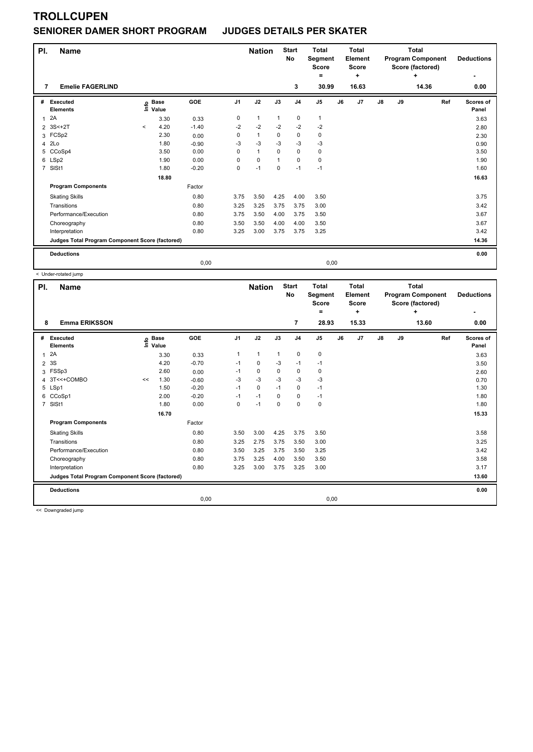# TROLLCUPEN

## SENIORER DAMER SHORT PROGRAM JUDGES DETAILS PER SKATER

| Pl. | Name | Nation | Start No | Total Segment Score = | Total Element Score + | Total Program Component Score (factored) + | Deductions - |
|---|---|---|---|---|---|---|---|
| 7 | Emelie FAGERLIND | | 3 | 30.99 | 16.63 | 14.36 | 0.00 |

| # | Executed Elements | Info | Base Value | GOE | J1 | J2 | J3 | J4 | J5 | J6 | J7 | J8 | J9 | Ref | Scores of Panel |
|---|---|---|---|---|---|---|---|---|---|---|---|---|---|---|---|
| 1 | 2A | | 3.30 | 0.33 | 0 | 1 | 1 | 0 | 1 | | | | | | 3.63 |
| 2 | 3S<+2T | < | 4.20 | -1.40 | -2 | -2 | -2 | -2 | -2 | | | | | | 2.80 |
| 3 | FCSp2 | | 2.30 | 0.00 | 0 | 1 | 0 | 0 | 0 | | | | | | 2.30 |
| 4 | 2Lo | | 1.80 | -0.90 | -3 | -3 | -3 | -3 | -3 | | | | | | 0.90 |
| 5 | CCoSp4 | | 3.50 | 0.00 | 0 | 1 | 0 | 0 | 0 | | | | | | 3.50 |
| 6 | LSp2 | | 1.90 | 0.00 | 0 | 0 | 1 | 0 | 0 | | | | | | 1.90 |
| 7 | SlSt1 | | 1.80 | -0.20 | 0 | -1 | 0 | -1 | -1 | | | | | | 1.60 |
| | | | 18.80 | | | | | | | | | | | | 16.63 |
| | **Program Components** | | | Factor | | | | | | | | | | | |
| | Skating Skills | | | 0.80 | 3.75 | 3.50 | 4.25 | 4.00 | 3.50 | | | | | | 3.75 |
| | Transitions | | | 0.80 | 3.25 | 3.25 | 3.75 | 3.75 | 3.00 | | | | | | 3.42 |
| | Performance/Execution | | | 0.80 | 3.75 | 3.50 | 4.00 | 3.75 | 3.50 | | | | | | 3.67 |
| | Choreography | | | 0.80 | 3.50 | 3.50 | 4.00 | 4.00 | 3.50 | | | | | | 3.67 |
| | Interpretation | | | 0.80 | 3.25 | 3.00 | 3.75 | 3.75 | 3.25 | | | | | | 3.42 |
| | **Judges Total Program Component Score (factored)** | | | | | | | | | | | | | | 14.36 |
| | **Deductions** | | | | | | | | | | | | | | 0.00 |
| | | | | 0,00 | | | | | 0,00 | | | | | | |

< Under-rotated jump

| Pl. | Name | Nation | Start No | Total Segment Score = | Total Element Score + | Total Program Component Score (factored) + | Deductions - |
|---|---|---|---|---|---|---|---|
| 8 | Emma ERIKSSON | | 7 | 28.93 | 15.33 | 13.60 | 0.00 |

| # | Executed Elements | Info | Base Value | GOE | J1 | J2 | J3 | J4 | J5 | J6 | J7 | J8 | J9 | Ref | Scores of Panel |
|---|---|---|---|---|---|---|---|---|---|---|---|---|---|---|---|
| 1 | 2A | | 3.30 | 0.33 | 1 | 1 | 1 | 0 | 0 | | | | | | 3.63 |
| 2 | 3S | | 4.20 | -0.70 | -1 | 0 | -3 | -1 | -1 | | | | | | 3.50 |
| 3 | FSSp3 | | 2.60 | 0.00 | -1 | 0 | 0 | 0 | 0 | | | | | | 2.60 |
| 4 | 3T<<+COMBO | << | 1.30 | -0.60 | -3 | -3 | -3 | -3 | -3 | | | | | | 0.70 |
| 5 | LSp1 | | 1.50 | -0.20 | -1 | 0 | -1 | 0 | -1 | | | | | | 1.30 |
| 6 | CCoSp1 | | 2.00 | -0.20 | -1 | -1 | 0 | 0 | -1 | | | | | | 1.80 |
| 7 | SlSt1 | | 1.80 | 0.00 | 0 | -1 | 0 | 0 | 0 | | | | | | 1.80 |
| | | | 16.70 | | | | | | | | | | | | 15.33 |
| | **Program Components** | | | Factor | | | | | | | | | | | |
| | Skating Skills | | | 0.80 | 3.50 | 3.00 | 4.25 | 3.75 | 3.50 | | | | | | 3.58 |
| | Transitions | | | 0.80 | 3.25 | 2.75 | 3.75 | 3.50 | 3.00 | | | | | | 3.25 |
| | Performance/Execution | | | 0.80 | 3.50 | 3.25 | 3.75 | 3.50 | 3.25 | | | | | | 3.42 |
| | Choreography | | | 0.80 | 3.75 | 3.25 | 4.00 | 3.50 | 3.50 | | | | | | 3.58 |
| | Interpretation | | | 0.80 | 3.25 | 3.00 | 3.75 | 3.25 | 3.00 | | | | | | 3.17 |
| | **Judges Total Program Component Score (factored)** | | | | | | | | | | | | | | 13.60 |
| | **Deductions** | | | | | | | | | | | | | | 0.00 |
| | | | | 0,00 | | | | | 0,00 | | | | | | |

<< Downgraded jump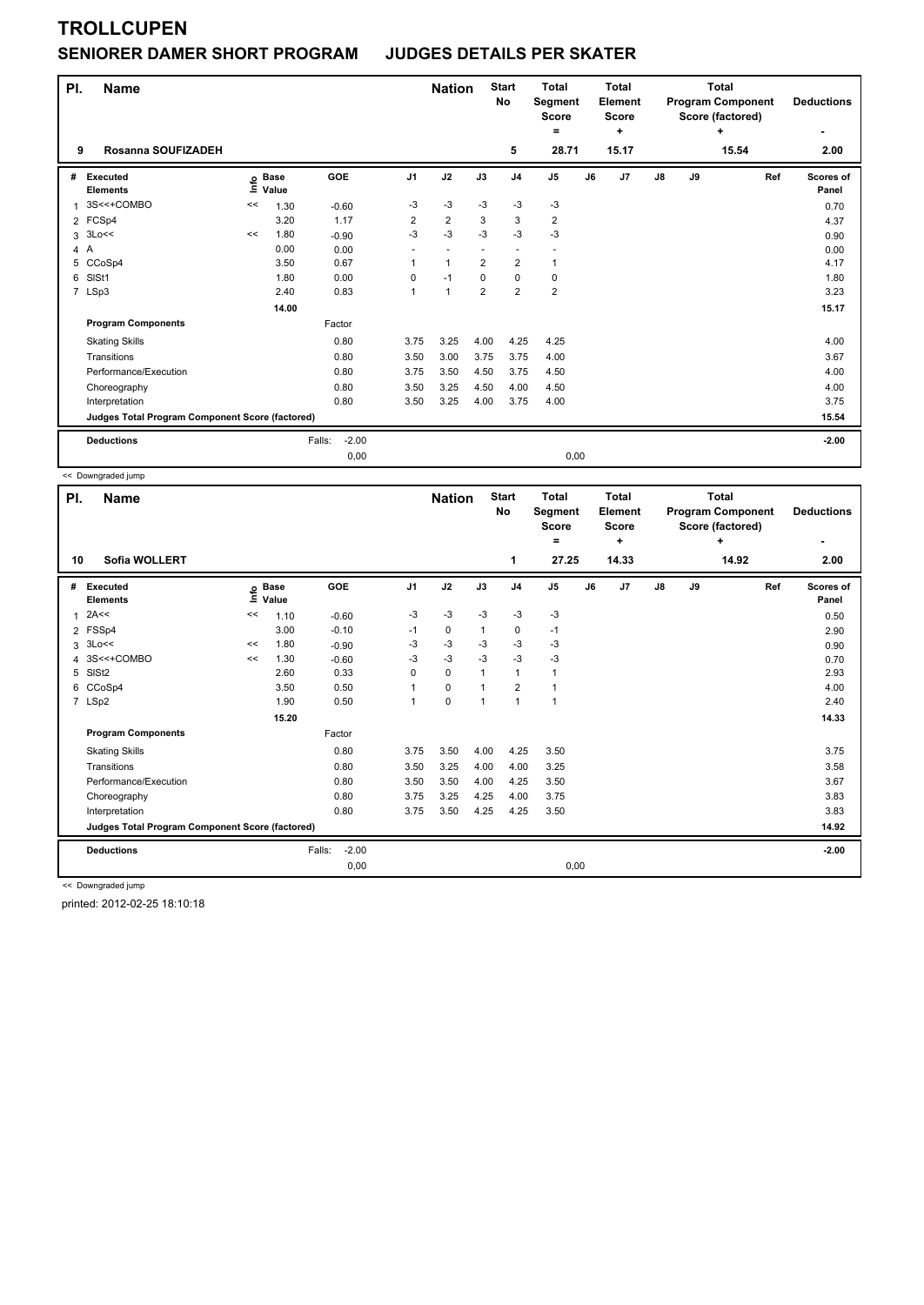# TROLLCUPEN

## SENIORER DAMER SHORT PROGRAM JUDGES DETAILS PER SKATER

| Pl. | Name | Nation | Start No | Total Segment Score = | Total Element Score + | Total Program Component Score (factored) + | Deductions - |
|---|---|---|---|---|---|---|---|
| 9 | Rosanna SOUFIZADEH | | 5 | 28.71 | 15.17 | 15.54 | 2.00 |

| # | Executed Elements | Info | Base Value | GOE | J1 | J2 | J3 | J4 | J5 | J6 | J7 | J8 | J9 | Ref | Scores of Panel |
|---|---|---|---|---|---|---|---|---|---|---|---|---|---|---|---|
| 1 | 3S<<+COMBO | << | 1.30 | -0.60 | -3 | -3 | -3 | -3 | -3 | | | | | | 0.70 |
| 2 | FCSp4 | | 3.20 | 1.17 | 2 | 2 | 3 | 3 | 2 | | | | | | 4.37 |
| 3 | 3Lo<< | << | 1.80 | -0.90 | -3 | -3 | -3 | -3 | -3 | | | | | | 0.90 |
| 4 | A | | 0.00 | 0.00 | - | - | - | - | - | | | | | | 0.00 |
| 5 | CCoSp4 | | 3.50 | 0.67 | 1 | 1 | 2 | 2 | 1 | | | | | | 4.17 |
| 6 | SlSt1 | | 1.80 | 0.00 | 0 | -1 | 0 | 0 | 0 | | | | | | 1.80 |
| 7 | LSp3 | | 2.40 | 0.83 | 1 | 1 | 2 | 2 | 2 | | | | | | 3.23 |
| | | | 14.00 | | | | | | | | | | | | 15.17 |
| | **Program Components** | | | Factor | | | | | | | | | | | |
| | Skating Skills | | | 0.80 | 3.75 | 3.25 | 4.00 | 4.25 | 4.25 | | | | | | 4.00 |
| | Transitions | | | 0.80 | 3.50 | 3.00 | 3.75 | 3.75 | 4.00 | | | | | | 3.67 |
| | Performance/Execution | | | 0.80 | 3.75 | 3.50 | 4.50 | 3.75 | 4.50 | | | | | | 4.00 |
| | Choreography | | | 0.80 | 3.50 | 3.25 | 4.50 | 4.00 | 4.50 | | | | | | 4.00 |
| | Interpretation | | | 0.80 | 3.50 | 3.25 | 4.00 | 3.75 | 4.00 | | | | | | 3.75 |
| | **Judges Total Program Component Score (factored)** | | | | | | | | | | | | | | 15.54 |
| | **Deductions** | | | Falls: -2.00 | | | | | | | | | | | -2.00 |
| | | | | 0,00 | | | | | 0,00 | | | | | | |

<< Downgraded jump

| Pl. | Name | Nation | Start No | Total Segment Score = | Total Element Score + | Total Program Component Score (factored) + | Deductions - |
|---|---|---|---|---|---|---|---|
| 10 | Sofia WOLLERT | | 1 | 27.25 | 14.33 | 14.92 | 2.00 |

| # | Executed Elements | Info | Base Value | GOE | J1 | J2 | J3 | J4 | J5 | J6 | J7 | J8 | J9 | Ref | Scores of Panel |
|---|---|---|---|---|---|---|---|---|---|---|---|---|---|---|---|
| 1 | 2A<< | << | 1.10 | -0.60 | -3 | -3 | -3 | -3 | -3 | | | | | | 0.50 |
| 2 | FSSp4 | | 3.00 | -0.10 | -1 | 0 | 1 | 0 | -1 | | | | | | 2.90 |
| 3 | 3Lo<< | << | 1.80 | -0.90 | -3 | -3 | -3 | -3 | -3 | | | | | | 0.90 |
| 4 | 3S<<+COMBO | << | 1.30 | -0.60 | -3 | -3 | -3 | -3 | -3 | | | | | | 0.70 |
| 5 | SlSt2 | | 2.60 | 0.33 | 0 | 0 | 1 | 1 | 1 | | | | | | 2.93 |
| 6 | CCoSp4 | | 3.50 | 0.50 | 1 | 0 | 1 | 2 | 1 | | | | | | 4.00 |
| 7 | LSp2 | | 1.90 | 0.50 | 1 | 0 | 1 | 1 | 1 | | | | | | 2.40 |
| | | | 15.20 | | | | | | | | | | | | 14.33 |
| | **Program Components** | | | Factor | | | | | | | | | | | |
| | Skating Skills | | | 0.80 | 3.75 | 3.50 | 4.00 | 4.25 | 3.50 | | | | | | 3.75 |
| | Transitions | | | 0.80 | 3.50 | 3.25 | 4.00 | 4.00 | 3.25 | | | | | | 3.58 |
| | Performance/Execution | | | 0.80 | 3.50 | 3.50 | 4.00 | 4.25 | 3.50 | | | | | | 3.67 |
| | Choreography | | | 0.80 | 3.75 | 3.25 | 4.25 | 4.00 | 3.75 | | | | | | 3.83 |
| | Interpretation | | | 0.80 | 3.75 | 3.50 | 4.25 | 4.25 | 3.50 | | | | | | 3.83 |
| | **Judges Total Program Component Score (factored)** | | | | | | | | | | | | | | 14.92 |
| | **Deductions** | | | Falls: -2.00 | | | | | | | | | | | -2.00 |
| | | | | 0,00 | | | | | 0,00 | | | | | | |

<< Downgraded jump

printed: 2012-02-25 18:10:18